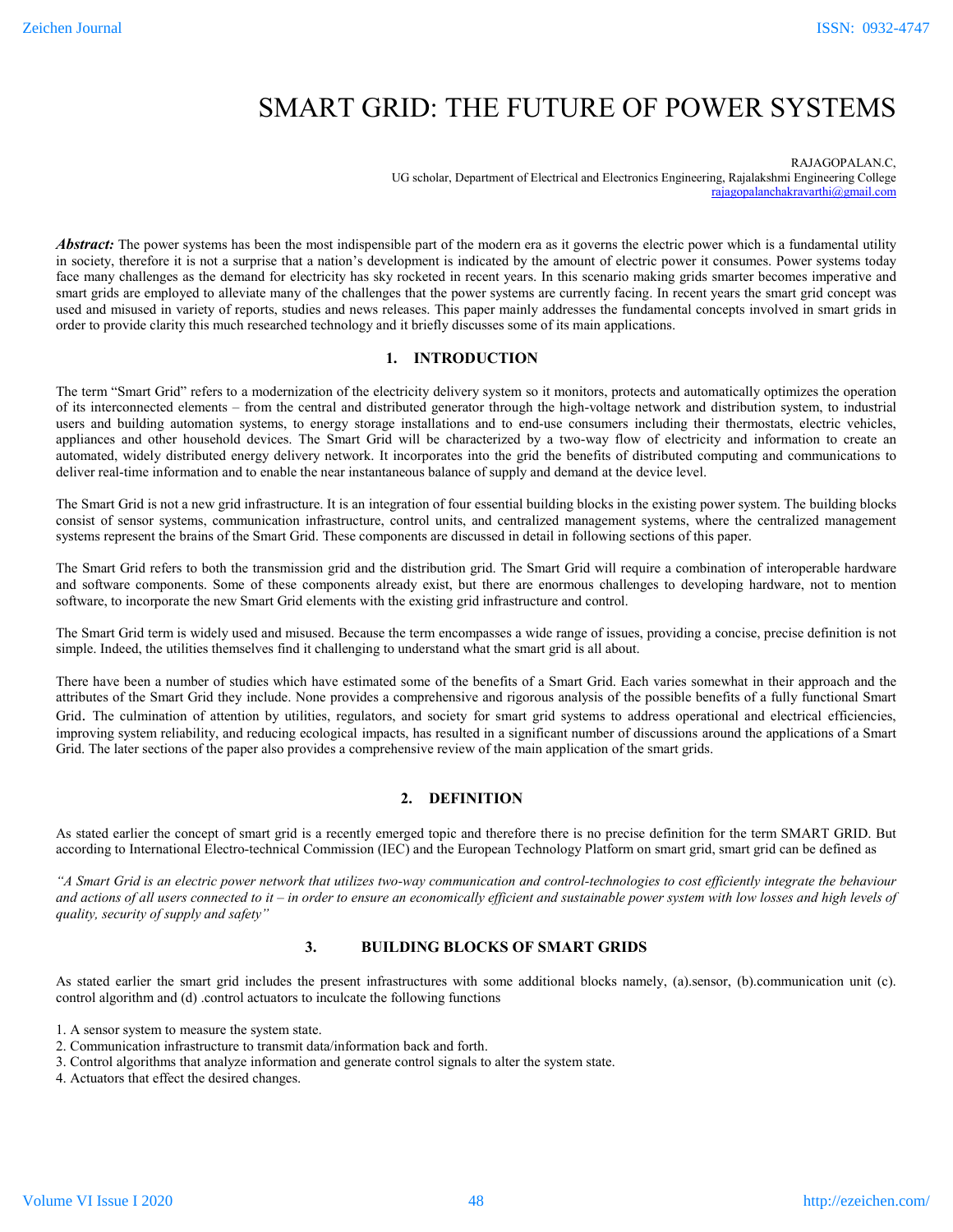# SMART GRID: THE FUTURE OF POWER SYSTEMS

RAJAGOPALAN.C,
UG scholar, Department of Electrical and Electronics Engineering, Rajalakshmi Engineering College
rajagopalanchakravarthi@gmail.com

***Abstract:*** The power systems has been the most indispensible part of the modern era as it governs the electric power which is a fundamental utility in society, therefore it is not a surprise that a nation's development is indicated by the amount of electric power it consumes. Power systems today face many challenges as the demand for electricity has sky rocketed in recent years. In this scenario making grids smarter becomes imperative and smart grids are employed to alleviate many of the challenges that the power systems are currently facing. In recent years the smart grid concept was used and misused in variety of reports, studies and news releases. This paper mainly addresses the fundamental concepts involved in smart grids in order to provide clarity this much researched technology and it briefly discusses some of its main applications.

## 1. INTRODUCTION

The term "Smart Grid" refers to a modernization of the electricity delivery system so it monitors, protects and automatically optimizes the operation of its interconnected elements – from the central and distributed generator through the high-voltage network and distribution system, to industrial users and building automation systems, to energy storage installations and to end-use consumers including their thermostats, electric vehicles, appliances and other household devices. The Smart Grid will be characterized by a two-way flow of electricity and information to create an automated, widely distributed energy delivery network. It incorporates into the grid the benefits of distributed computing and communications to deliver real-time information and to enable the near instantaneous balance of supply and demand at the device level.

The Smart Grid is not a new grid infrastructure. It is an integration of four essential building blocks in the existing power system. The building blocks consist of sensor systems, communication infrastructure, control units, and centralized management systems, where the centralized management systems represent the brains of the Smart Grid. These components are discussed in detail in following sections of this paper.

The Smart Grid refers to both the transmission grid and the distribution grid. The Smart Grid will require a combination of interoperable hardware and software components. Some of these components already exist, but there are enormous challenges to developing hardware, not to mention software, to incorporate the new Smart Grid elements with the existing grid infrastructure and control.

The Smart Grid term is widely used and misused. Because the term encompasses a wide range of issues, providing a concise, precise definition is not simple. Indeed, the utilities themselves find it challenging to understand what the smart grid is all about.

There have been a number of studies which have estimated some of the benefits of a Smart Grid. Each varies somewhat in their approach and the attributes of the Smart Grid they include. None provides a comprehensive and rigorous analysis of the possible benefits of a fully functional Smart Grid. The culmination of attention by utilities, regulators, and society for smart grid systems to address operational and electrical efficiencies, improving system reliability, and reducing ecological impacts, has resulted in a significant number of discussions around the applications of a Smart Grid. The later sections of the paper also provides a comprehensive review of the main application of the smart grids.

## 2. DEFINITION

As stated earlier the concept of smart grid is a recently emerged topic and therefore there is no precise definition for the term SMART GRID. But according to International Electro-technical Commission (IEC) and the European Technology Platform on smart grid, smart grid can be defined as

*"A Smart Grid is an electric power network that utilizes two-way communication and control-technologies to cost efficiently integrate the behaviour and actions of all users connected to it – in order to ensure an economically efficient and sustainable power system with low losses and high levels of quality, security of supply and safety"*

## 3. BUILDING BLOCKS OF SMART GRIDS

As stated earlier the smart grid includes the present infrastructures with some additional blocks namely, (a).sensor, (b).communication unit (c). control algorithm and (d) .control actuators to inculcate the following functions

1. A sensor system to measure the system state.
2. Communication infrastructure to transmit data/information back and forth.
3. Control algorithms that analyze information and generate control signals to alter the system state.
4. Actuators that effect the desired changes.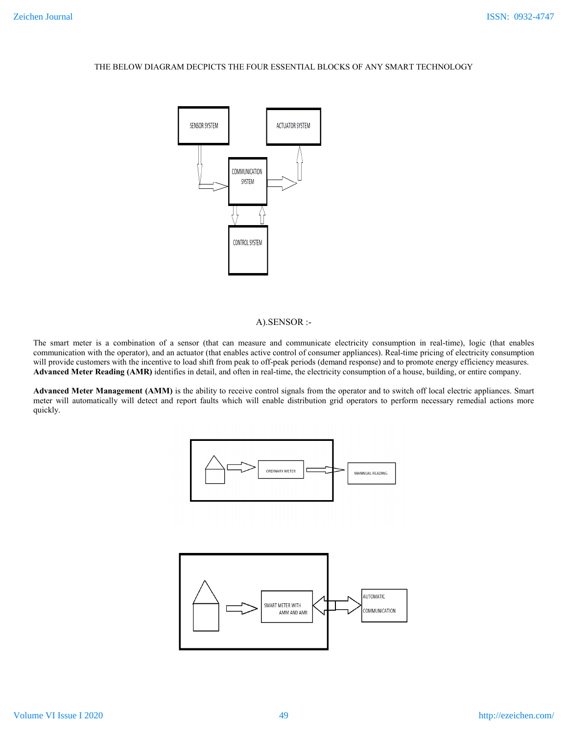THE BELOW DIAGRAM DECPICTS THE FOUR ESSENTIAL BLOCKS OF ANY SMART TECHNOLOGY

SENSOR SYSTEM

ACTUATOR SYSTEM

COMMUNICATION SYSTEM

CONTROL SYSTEM

A).SENSOR :-

The smart meter is a combination of a sensor (that can measure and communicate electricity consumption in real-time), logic (that enables communication with the operator), and an actuator (that enables active control of consumer appliances). Real-time pricing of electricity consumption will provide customers with the incentive to load shift from peak to off-peak periods (demand response) and to promote energy efficiency measures. **Advanced Meter Reading (AMR)** identifies in detail, and often in real-time, the electricity consumption of a house, building, or entire company.

**Advanced Meter Management (AMM)** is the ability to receive control signals from the operator and to switch off local electric appliances. Smart meter will automatically will detect and report faults which will enable distribution grid operators to perform necessary remedial actions more quickly.

ORDINARY METER

MANNUAL READING

SMART METER WITH AMM AND AMR

AUTOMATIC COMMUNICATION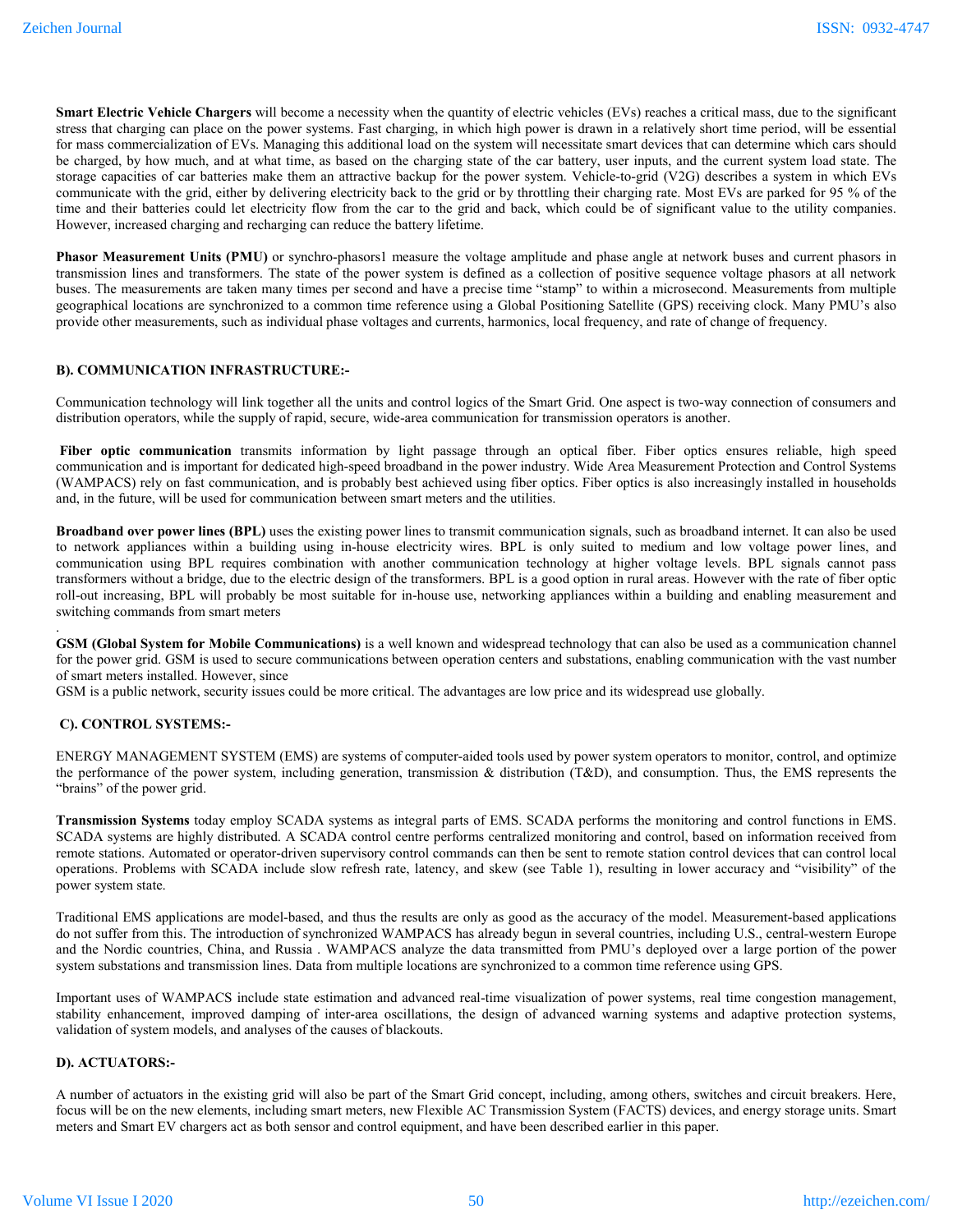**Smart Electric Vehicle Chargers** will become a necessity when the quantity of electric vehicles (EVs) reaches a critical mass, due to the significant stress that charging can place on the power systems. Fast charging, in which high power is drawn in a relatively short time period, will be essential for mass commercialization of EVs. Managing this additional load on the system will necessitate smart devices that can determine which cars should be charged, by how much, and at what time, as based on the charging state of the car battery, user inputs, and the current system load state. The storage capacities of car batteries make them an attractive backup for the power system. Vehicle-to-grid (V2G) describes a system in which EVs communicate with the grid, either by delivering electricity back to the grid or by throttling their charging rate. Most EVs are parked for 95 % of the time and their batteries could let electricity flow from the car to the grid and back, which could be of significant value to the utility companies. However, increased charging and recharging can reduce the battery lifetime.

**Phasor Measurement Units (PMU)** or synchro-phasors1 measure the voltage amplitude and phase angle at network buses and current phasors in transmission lines and transformers. The state of the power system is defined as a collection of positive sequence voltage phasors at all network buses. The measurements are taken many times per second and have a precise time "stamp" to within a microsecond. Measurements from multiple geographical locations are synchronized to a common time reference using a Global Positioning Satellite (GPS) receiving clock. Many PMU's also provide other measurements, such as individual phase voltages and currents, harmonics, local frequency, and rate of change of frequency.

### B). COMMUNICATION INFRASTRUCTURE:-

Communication technology will link together all the units and control logics of the Smart Grid. One aspect is two-way connection of consumers and distribution operators, while the supply of rapid, secure, wide-area communication for transmission operators is another.

**Fiber optic communication** transmits information by light passage through an optical fiber. Fiber optics ensures reliable, high speed communication and is important for dedicated high-speed broadband in the power industry. Wide Area Measurement Protection and Control Systems (WAMPACS) rely on fast communication, and is probably best achieved using fiber optics. Fiber optics is also increasingly installed in households and, in the future, will be used for communication between smart meters and the utilities.

**Broadband over power lines (BPL)** uses the existing power lines to transmit communication signals, such as broadband internet. It can also be used to network appliances within a building using in-house electricity wires. BPL is only suited to medium and low voltage power lines, and communication using BPL requires combination with another communication technology at higher voltage levels. BPL signals cannot pass transformers without a bridge, due to the electric design of the transformers. BPL is a good option in rural areas. However with the rate of fiber optic roll-out increasing, BPL will probably be most suitable for in-house use, networking appliances within a building and enabling measurement and switching commands from smart meters

.

**GSM (Global System for Mobile Communications)** is a well known and widespread technology that can also be used as a communication channel for the power grid. GSM is used to secure communications between operation centers and substations, enabling communication with the vast number of smart meters installed. However, since
GSM is a public network, security issues could be more critical. The advantages are low price and its widespread use globally.

### C). CONTROL SYSTEMS:-

ENERGY MANAGEMENT SYSTEM (EMS) are systems of computer-aided tools used by power system operators to monitor, control, and optimize the performance of the power system, including generation, transmission & distribution (T&D), and consumption. Thus, the EMS represents the "brains" of the power grid.

**Transmission Systems** today employ SCADA systems as integral parts of EMS. SCADA performs the monitoring and control functions in EMS. SCADA systems are highly distributed. A SCADA control centre performs centralized monitoring and control, based on information received from remote stations. Automated or operator-driven supervisory control commands can then be sent to remote station control devices that can control local operations. Problems with SCADA include slow refresh rate, latency, and skew (see Table 1), resulting in lower accuracy and "visibility" of the power system state.

Traditional EMS applications are model-based, and thus the results are only as good as the accuracy of the model. Measurement-based applications do not suffer from this. The introduction of synchronized WAMPACS has already begun in several countries, including U.S., central-western Europe and the Nordic countries, China, and Russia . WAMPACS analyze the data transmitted from PMU's deployed over a large portion of the power system substations and transmission lines. Data from multiple locations are synchronized to a common time reference using GPS.

Important uses of WAMPACS include state estimation and advanced real-time visualization of power systems, real time congestion management, stability enhancement, improved damping of inter-area oscillations, the design of advanced warning systems and adaptive protection systems, validation of system models, and analyses of the causes of blackouts.

### D). ACTUATORS:-

A number of actuators in the existing grid will also be part of the Smart Grid concept, including, among others, switches and circuit breakers. Here, focus will be on the new elements, including smart meters, new Flexible AC Transmission System (FACTS) devices, and energy storage units. Smart meters and Smart EV chargers act as both sensor and control equipment, and have been described earlier in this paper.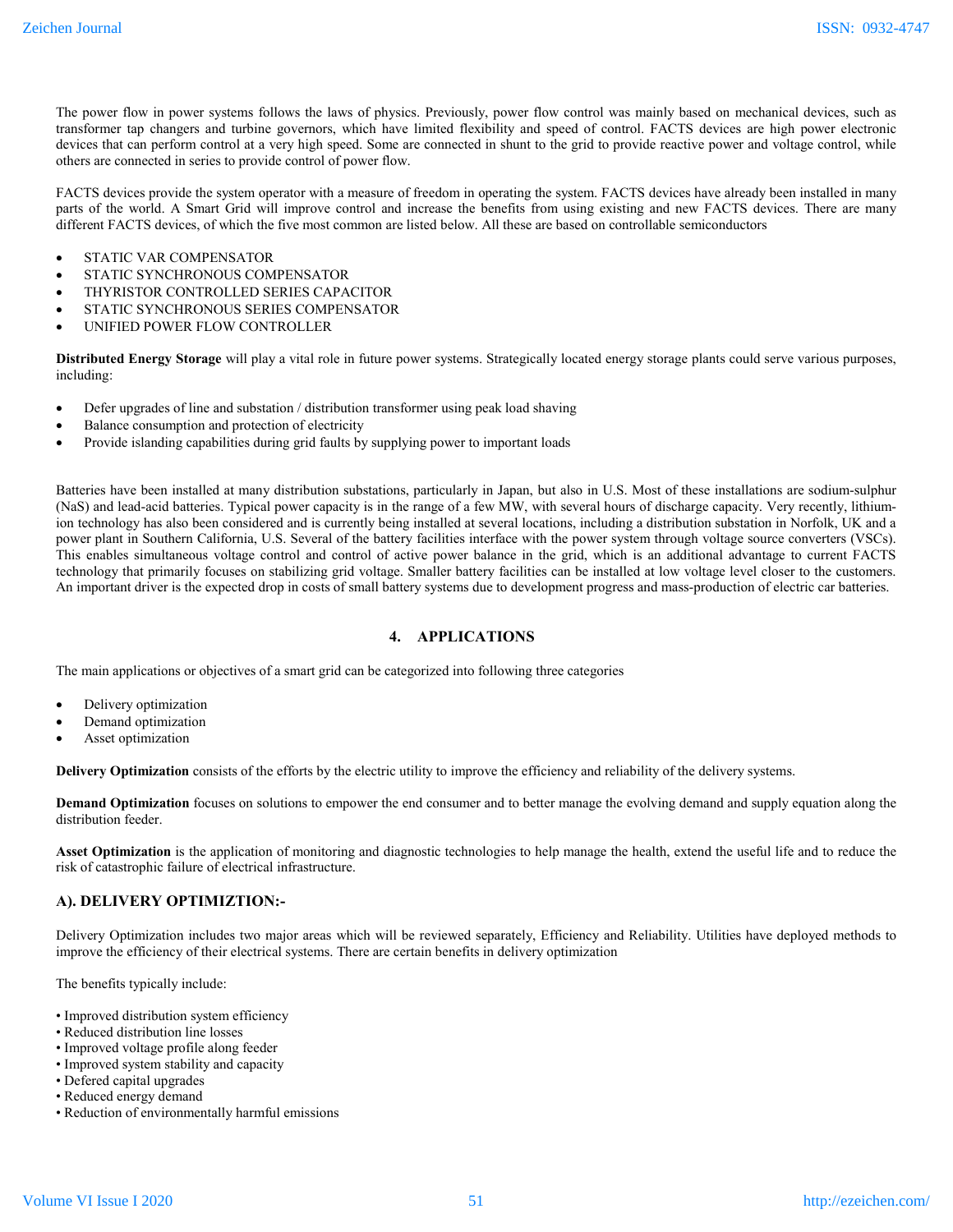The power flow in power systems follows the laws of physics. Previously, power flow control was mainly based on mechanical devices, such as transformer tap changers and turbine governors, which have limited flexibility and speed of control. FACTS devices are high power electronic devices that can perform control at a very high speed. Some are connected in shunt to the grid to provide reactive power and voltage control, while others are connected in series to provide control of power flow.

FACTS devices provide the system operator with a measure of freedom in operating the system. FACTS devices have already been installed in many parts of the world. A Smart Grid will improve control and increase the benefits from using existing and new FACTS devices. There are many different FACTS devices, of which the five most common are listed below. All these are based on controllable semiconductors

- STATIC VAR COMPENSATOR
- STATIC SYNCHRONOUS COMPENSATOR
- THYRISTOR CONTROLLED SERIES CAPACITOR
- STATIC SYNCHRONOUS SERIES COMPENSATOR
- UNIFIED POWER FLOW CONTROLLER

**Distributed Energy Storage** will play a vital role in future power systems. Strategically located energy storage plants could serve various purposes, including:

- Defer upgrades of line and substation / distribution transformer using peak load shaving
- Balance consumption and protection of electricity
- Provide islanding capabilities during grid faults by supplying power to important loads

Batteries have been installed at many distribution substations, particularly in Japan, but also in U.S. Most of these installations are sodium-sulphur (NaS) and lead-acid batteries. Typical power capacity is in the range of a few MW, with several hours of discharge capacity. Very recently, lithium-ion technology has also been considered and is currently being installed at several locations, including a distribution substation in Norfolk, UK and a power plant in Southern California, U.S. Several of the battery facilities interface with the power system through voltage source converters (VSCs). This enables simultaneous voltage control and control of active power balance in the grid, which is an additional advantage to current FACTS technology that primarily focuses on stabilizing grid voltage. Smaller battery facilities can be installed at low voltage level closer to the customers. An important driver is the expected drop in costs of small battery systems due to development progress and mass-production of electric car batteries.

## 4. APPLICATIONS

The main applications or objectives of a smart grid can be categorized into following three categories

- Delivery optimization
- Demand optimization
- Asset optimization

**Delivery Optimization** consists of the efforts by the electric utility to improve the efficiency and reliability of the delivery systems.

**Demand Optimization** focuses on solutions to empower the end consumer and to better manage the evolving demand and supply equation along the distribution feeder.

**Asset Optimization** is the application of monitoring and diagnostic technologies to help manage the health, extend the useful life and to reduce the risk of catastrophic failure of electrical infrastructure.

### A). DELIVERY OPTIMIZTION:-

Delivery Optimization includes two major areas which will be reviewed separately, Efficiency and Reliability. Utilities have deployed methods to improve the efficiency of their electrical systems. There are certain benefits in delivery optimization

The benefits typically include:

- Improved distribution system efficiency
- Reduced distribution line losses
- Improved voltage profile along feeder
- Improved system stability and capacity
- Defered capital upgrades
- Reduced energy demand
- Reduction of environmentally harmful emissions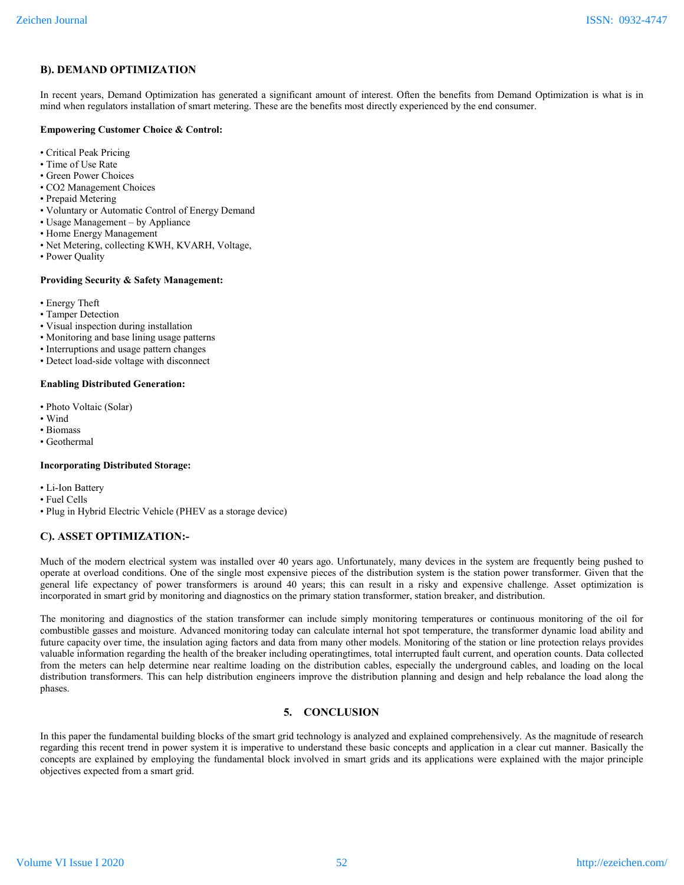### B). DEMAND OPTIMIZATION

In recent years, Demand Optimization has generated a significant amount of interest. Often the benefits from Demand Optimization is what is in mind when regulators installation of smart metering. These are the benefits most directly experienced by the end consumer.

**Empowering Customer Choice & Control:**

- Critical Peak Pricing
- Time of Use Rate
- Green Power Choices
- CO2 Management Choices
- Prepaid Metering
- Voluntary or Automatic Control of Energy Demand
- Usage Management – by Appliance
- Home Energy Management
- Net Metering, collecting KWH, KVARH, Voltage,
- Power Quality

**Providing Security & Safety Management:**

- Energy Theft
- Tamper Detection
- Visual inspection during installation
- Monitoring and base lining usage patterns
- Interruptions and usage pattern changes
- Detect load-side voltage with disconnect

**Enabling Distributed Generation:**

- Photo Voltaic (Solar)
- Wind
- Biomass
- Geothermal

**Incorporating Distributed Storage:**

- Li-Ion Battery
- Fuel Cells
- Plug in Hybrid Electric Vehicle (PHEV as a storage device)

### C). ASSET OPTIMIZATION:-

Much of the modern electrical system was installed over 40 years ago. Unfortunately, many devices in the system are frequently being pushed to operate at overload conditions. One of the single most expensive pieces of the distribution system is the station power transformer. Given that the general life expectancy of power transformers is around 40 years; this can result in a risky and expensive challenge. Asset optimization is incorporated in smart grid by monitoring and diagnostics on the primary station transformer, station breaker, and distribution.

The monitoring and diagnostics of the station transformer can include simply monitoring temperatures or continuous monitoring of the oil for combustible gasses and moisture. Advanced monitoring today can calculate internal hot spot temperature, the transformer dynamic load ability and future capacity over time, the insulation aging factors and data from many other models. Monitoring of the station or line protection relays provides valuable information regarding the health of the breaker including operatingtimes, total interrupted fault current, and operation counts. Data collected from the meters can help determine near realtime loading on the distribution cables, especially the underground cables, and loading on the local distribution transformers. This can help distribution engineers improve the distribution planning and design and help rebalance the load along the phases.

## 5. CONCLUSION

In this paper the fundamental building blocks of the smart grid technology is analyzed and explained comprehensively. As the magnitude of research regarding this recent trend in power system it is imperative to understand these basic concepts and application in a clear cut manner. Basically the concepts are explained by employing the fundamental block involved in smart grids and its applications were explained with the major principle objectives expected from a smart grid.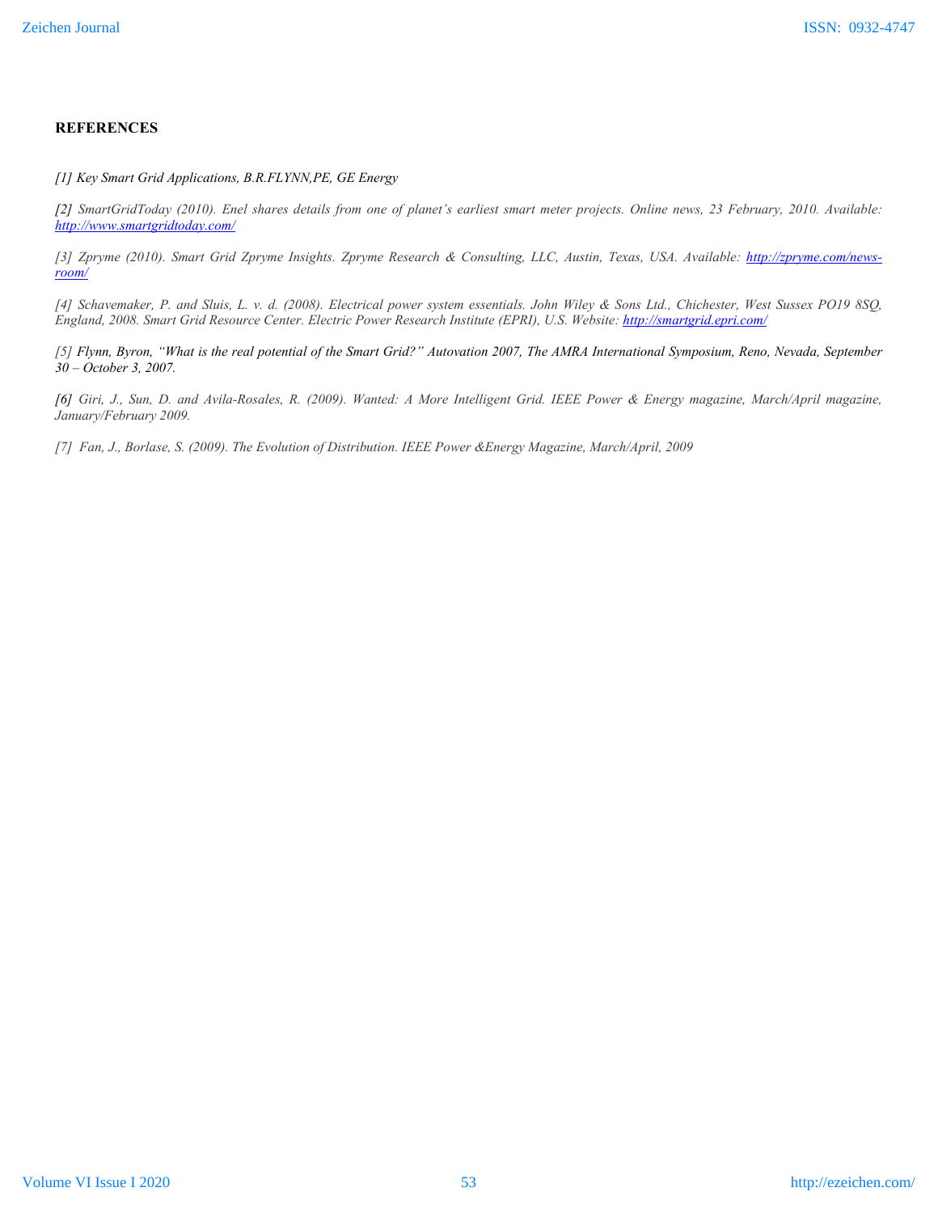## REFERENCES

*[1] Key Smart Grid Applications, B.R.FLYNN,PE, GE Energy*

*[2] SmartGridToday (2010). Enel shares details from one of planet's earliest smart meter projects. Online news, 23 February, 2010. Available: http://www.smartgridtoday.com/*

*[3] Zpryme (2010). Smart Grid Zpryme Insights. Zpryme Research & Consulting, LLC, Austin, Texas, USA. Available: http://zpryme.com/news-room/*

*[4] Schavemaker, P. and Sluis, L. v. d. (2008). Electrical power system essentials. John Wiley & Sons Ltd., Chichester, West Sussex PO19 8SQ, England, 2008. Smart Grid Resource Center. Electric Power Research Institute (EPRI), U.S. Website: http://smartgrid.epri.com/*

*[5] Flynn, Byron, "What is the real potential of the Smart Grid?" Autovation 2007, The AMRA International Symposium, Reno, Nevada, September 30 – October 3, 2007.*

*[6] Giri, J., Sun, D. and Avila-Rosales, R. (2009). Wanted: A More Intelligent Grid. IEEE Power & Energy magazine, March/April magazine, January/February 2009.*

*[7] Fan, J., Borlase, S. (2009). The Evolution of Distribution. IEEE Power &Energy Magazine, March/April, 2009*